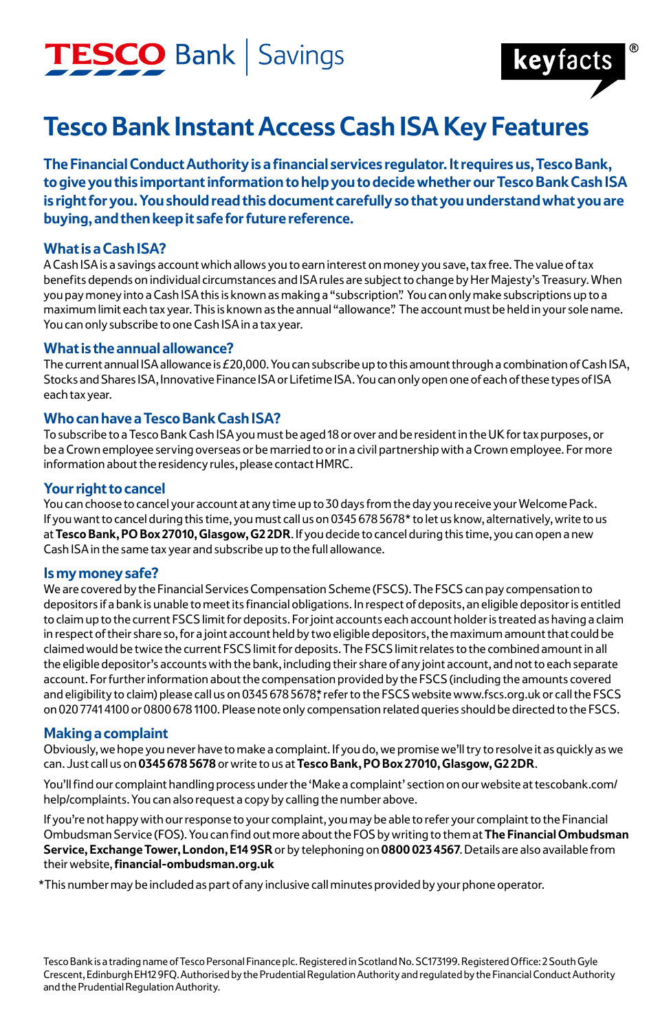TESCO Bank | Savings

keyfacts®

# Tesco Bank Instant Access Cash ISA Key Features

**The Financial Conduct Authority is a financial services regulator. It requires us, Tesco Bank, to give you this important information to help you to decide whether our Tesco Bank Cash ISA is right for you. You should read this document carefully so that you understand what you are buying, and then keep it safe for future reference.**

## What is a Cash ISA?

A Cash ISA is a savings account which allows you to earn interest on money you save, tax free. The value of tax benefits depends on individual circumstances and ISA rules are subject to change by Her Majesty's Treasury. When you pay money into a Cash ISA this is known as making a "subscription". You can only make subscriptions up to a maximum limit each tax year. This is known as the annual "allowance". The account must be held in your sole name. You can only subscribe to one Cash ISA in a tax year.

## What is the annual allowance?

The current annual ISA allowance is £20,000. You can subscribe up to this amount through a combination of Cash ISA, Stocks and Shares ISA, Innovative Finance ISA or Lifetime ISA. You can only open one of each of these types of ISA each tax year.

## Who can have a Tesco Bank Cash ISA?

To subscribe to a Tesco Bank Cash ISA you must be aged 18 or over and be resident in the UK for tax purposes, or be a Crown employee serving overseas or be married to or in a civil partnership with a Crown employee. For more information about the residency rules, please contact HMRC.

## Your right to cancel

You can choose to cancel your account at any time up to 30 days from the day you receive your Welcome Pack. If you want to cancel during this time, you must call us on 0345 678 5678* to let us know, alternatively, write to us at **Tesco Bank, PO Box 27010, Glasgow, G2 2DR**. If you decide to cancel during this time, you can open a new Cash ISA in the same tax year and subscribe up to the full allowance.

## Is my money safe?

We are covered by the Financial Services Compensation Scheme (FSCS). The FSCS can pay compensation to depositors if a bank is unable to meet its financial obligations. In respect of deposits, an eligible depositor is entitled to claim up to the current FSCS limit for deposits. For joint accounts each account holder is treated as having a claim in respect of their share so, for a joint account held by two eligible depositors, the maximum amount that could be claimed would be twice the current FSCS limit for deposits. The FSCS limit relates to the combined amount in all the eligible depositor's accounts with the bank, including their share of any joint account, and not to each separate account. For further information about the compensation provided by the FSCS (including the amounts covered and eligibility to claim) please call us on 0345 678 5678*, refer to the FSCS website www.fscs.org.uk or call the FSCS on 020 7741 4100 or 0800 678 1100. Please note only compensation related queries should be directed to the FSCS.

## Making a complaint

Obviously, we hope you never have to make a complaint. If you do, we promise we'll try to resolve it as quickly as we can. Just call us on **0345 678 5678** or write to us at **Tesco Bank, PO Box 27010, Glasgow, G2 2DR**.

You'll find our complaint handling process under the 'Make a complaint' section on our website at tescobank.com/help/complaints. You can also request a copy by calling the number above.

If you're not happy with our response to your complaint, you may be able to refer your complaint to the Financial Ombudsman Service (FOS). You can find out more about the FOS by writing to them at **The Financial Ombudsman Service, Exchange Tower, London, E14 9SR** or by telephoning on **0800 023 4567**. Details are also available from their website, **financial-ombudsman.org.uk**

*This number may be included as part of any inclusive call minutes provided by your phone operator.

Tesco Bank is a trading name of Tesco Personal Finance plc. Registered in Scotland No. SC173199. Registered Office: 2 South Gyle Crescent, Edinburgh EH12 9FQ. Authorised by the Prudential Regulation Authority and regulated by the Financial Conduct Authority and the Prudential Regulation Authority.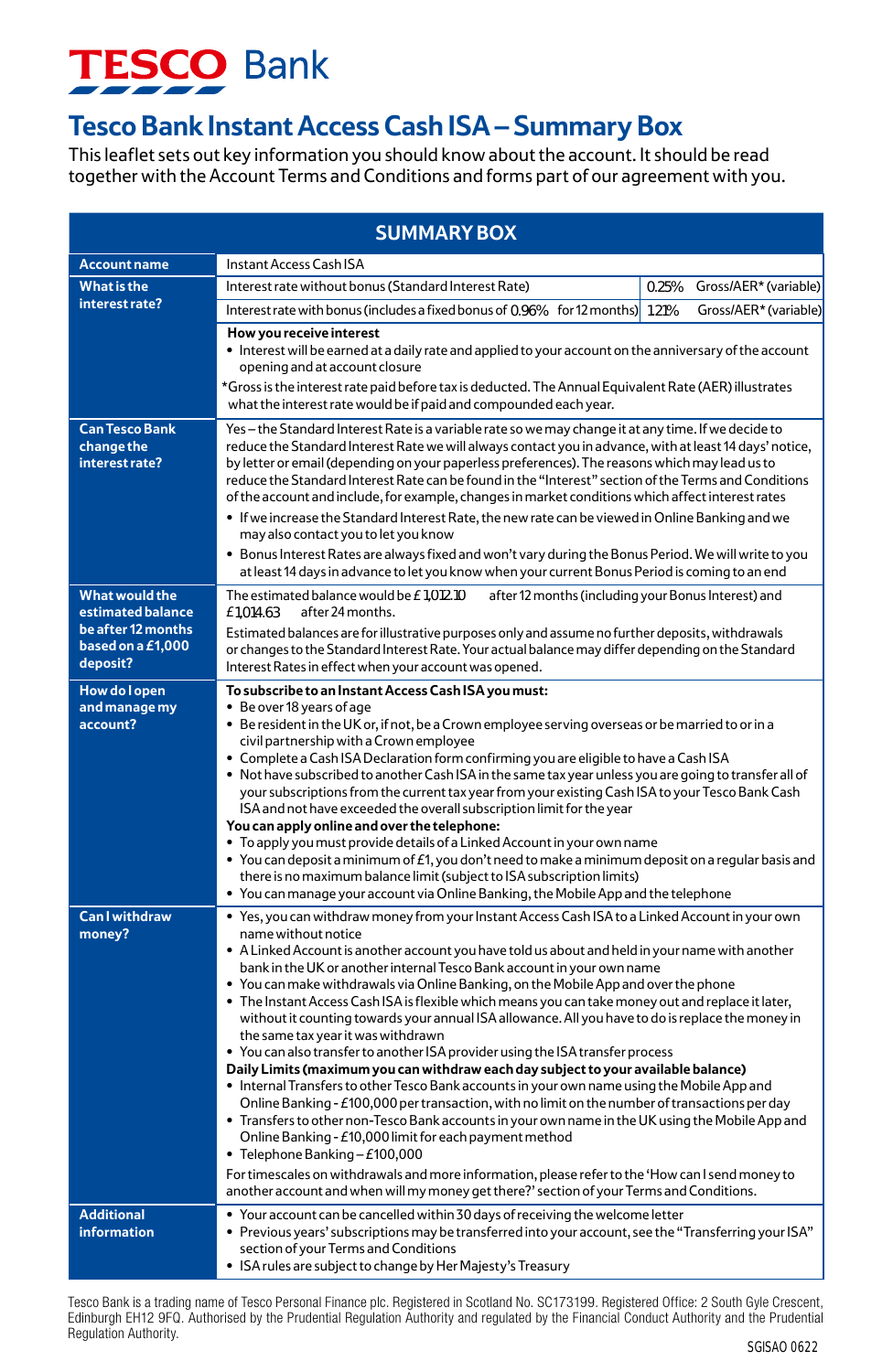# Tesco Bank Instant Access Cash ISA – Summary Box

This leaflet sets out key information you should know about the account. It should be read together with the Account Terms and Conditions and forms part of our agreement with you.

| SUMMARY BOX | | | |
|---|---|---|---|
| **Account name** | Instant Access Cash ISA | | |
| **What is the interest rate?** | Interest rate without bonus (Standard Interest Rate) | 0.25% | Gross/AER* (variable) |
| | Interest rate with bonus (includes a fixed bonus of 0.96% for 12 months) | 1.21% | Gross/AER* (variable) |
| | **How you receive interest**<br>• Interest will be earned at a daily rate and applied to your account on the anniversary of the account opening and at account closure<br>*Gross is the interest rate paid before tax is deducted. The Annual Equivalent Rate (AER) illustrates what the interest rate would be if paid and compounded each year. | | |
| **Can Tesco Bank change the interest rate?** | Yes – the Standard Interest Rate is a variable rate so we may change it at any time. If we decide to reduce the Standard Interest Rate we will always contact you in advance, with at least 14 days' notice, by letter or email (depending on your paperless preferences). The reasons which may lead us to reduce the Standard Interest Rate can be found in the "Interest" section of the Terms and Conditions of the account and include, for example, changes in market conditions which affect interest rates<br>• If we increase the Standard Interest Rate, the new rate can be viewed in Online Banking and we may also contact you to let you know<br>• Bonus Interest Rates are always fixed and won't vary during the Bonus Period. We will write to you at least 14 days in advance to let you know when your current Bonus Period is coming to an end | | |
| **What would the estimated balance be after 12 months based on a £1,000 deposit?** | The estimated balance would be £1,012.10 after 12 months (including your Bonus Interest) and £1,014.63 after 24 months.<br>Estimated balances are for illustrative purposes only and assume no further deposits, withdrawals or changes to the Standard Interest Rate. Your actual balance may differ depending on the Standard Interest Rates in effect when your account was opened. | | |
| **How do I open and manage my account?** | **To subscribe to an Instant Access Cash ISA you must:**<br>• Be over 18 years of age<br>• Be resident in the UK or, if not, be a Crown employee serving overseas or be married to or in a civil partnership with a Crown employee<br>• Complete a Cash ISA Declaration form confirming you are eligible to have a Cash ISA<br>• Not have subscribed to another Cash ISA in the same tax year unless you are going to transfer all of your subscriptions from the current tax year from your existing Cash ISA to your Tesco Bank Cash ISA and not have exceeded the overall subscription limit for the year<br>**You can apply online and over the telephone:**<br>• To apply you must provide details of a Linked Account in your own name<br>• You can deposit a minimum of £1, you don't need to make a minimum deposit on a regular basis and there is no maximum balance limit (subject to ISA subscription limits)<br>• You can manage your account via Online Banking, the Mobile App and the telephone | | |
| **Can I withdraw money?** | • Yes, you can withdraw money from your Instant Access Cash ISA to a Linked Account in your own name without notice<br>• A Linked Account is another account you have told us about and held in your name with another bank in the UK or another internal Tesco Bank account in your own name<br>• You can make withdrawals via Online Banking, on the Mobile App and over the phone<br>• The Instant Access Cash ISA is flexible which means you can take money out and replace it later, without it counting towards your annual ISA allowance. All you have to do is replace the money in the same tax year it was withdrawn<br>• You can also transfer to another ISA provider using the ISA transfer process<br>**Daily Limits (maximum you can withdraw each day subject to your available balance)**<br>• Internal Transfers to other Tesco Bank accounts in your own name using the Mobile App and Online Banking - £100,000 per transaction, with no limit on the number of transactions per day<br>• Transfers to other non-Tesco Bank accounts in your own name in the UK using the Mobile App and Online Banking - £10,000 limit for each payment method<br>• Telephone Banking – £100,000<br>For timescales on withdrawals and more information, please refer to the 'How can I send money to another account and when will my money get there?' section of your Terms and Conditions. | | |
| **Additional information** | • Your account can be cancelled within 30 days of receiving the welcome letter<br>• Previous years' subscriptions may be transferred into your account, see the "Transferring your ISA" section of your Terms and Conditions<br>• ISA rules are subject to change by Her Majesty's Treasury | | |

Tesco Bank is a trading name of Tesco Personal Finance plc. Registered in Scotland No. SC173199. Registered Office: 2 South Gyle Crescent, Edinburgh EH12 9FQ. Authorised by the Prudential Regulation Authority and regulated by the Financial Conduct Authority and the Prudential Regulation Authority.

SGISAO 0622